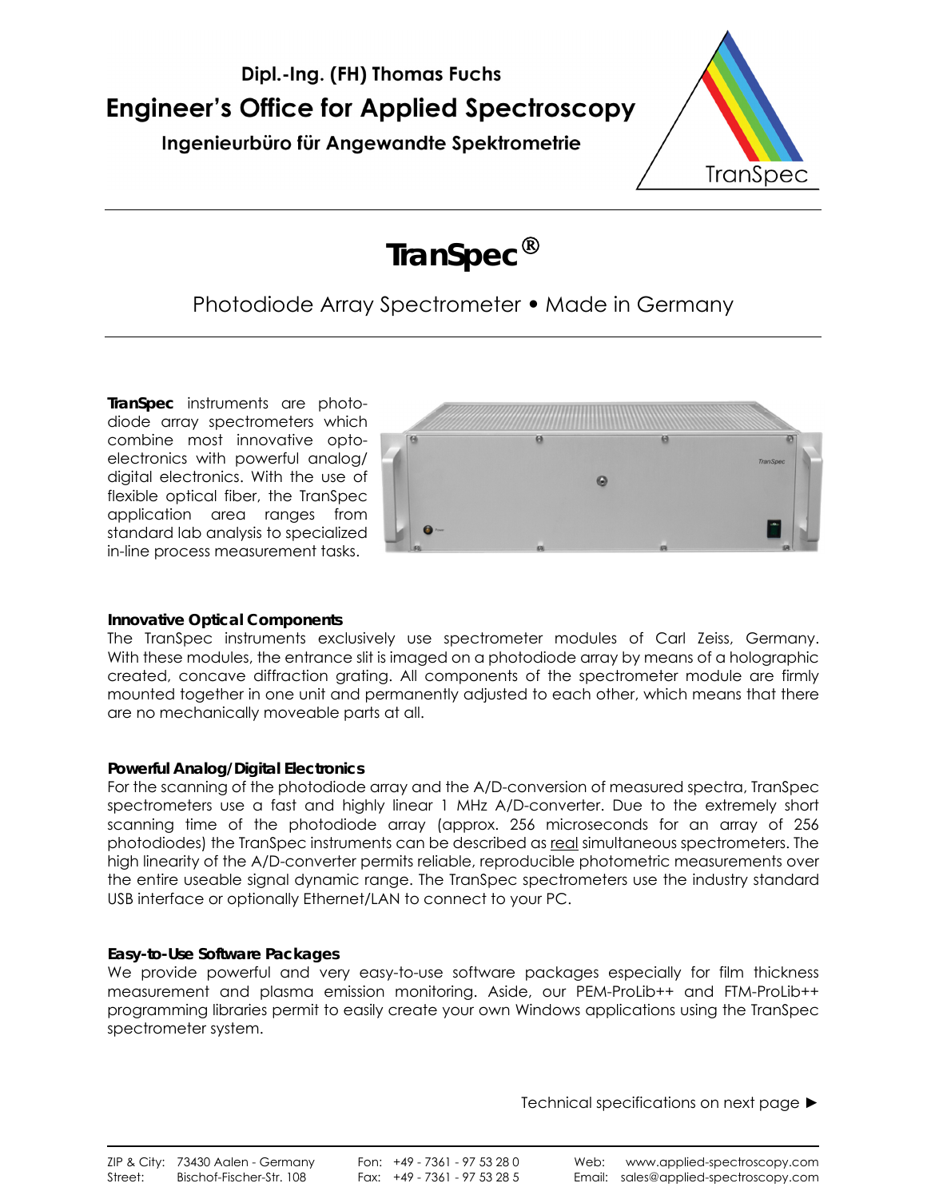**Dipl.-Ing. (FH) Thomas Fuchs**

**Engineer's Office for Applied Spectroscopy**

**Ingenieurbüro für Angewandte Spektrometrie**

---

# TranSpec®

Photodiode Array Spectrometer • Made in Germany

---

**TranSpec** instruments are photodiode array spectrometers which combine most innovative optoelectronics with powerful analog/digital electronics. With the use of flexible optical fiber, the TranSpec application area ranges from standard lab analysis to specialized in-line process measurement tasks.

### Innovative Optical Components

The TranSpec instruments exclusively use spectrometer modules of Carl Zeiss, Germany. With these modules, the entrance slit is imaged on a photodiode array by means of a holographic created, concave diffraction grating. All components of the spectrometer module are firmly mounted together in one unit and permanently adjusted to each other, which means that there are no mechanically moveable parts at all.

### Powerful Analog/Digital Electronics

For the scanning of the photodiode array and the A/D-conversion of measured spectra, TranSpec spectrometers use a fast and highly linear 1 MHz A/D-converter. Due to the extremely short scanning time of the photodiode array (approx. 256 microseconds for an array of 256 photodiodes) the TranSpec instruments can be described as <u>real</u> simultaneous spectrometers. The high linearity of the A/D-converter permits reliable, reproducible photometric measurements over the entire useable signal dynamic range. The TranSpec spectrometers use the industry standard USB interface or optionally Ethernet/LAN to connect to your PC.

### Easy-to-Use Software Packages

We provide powerful and very easy-to-use software packages especially for film thickness measurement and plasma emission monitoring. Aside, our PEM-ProLib++ and FTM-ProLib++ programming libraries permit to easily create your own Windows applications using the TranSpec spectrometer system.

Technical specifications on next page ►

---

| | | | | | |
|---|---|---|---|---|---|
| ZIP & City: | 73430 Aalen - Germany | Fon: | +49 - 7361 - 97 53 28 0 | Web: | www.applied-spectroscopy.com |
| Street: | Bischof-Fischer-Str. 108 | Fax: | +49 - 7361 - 97 53 28 5 | Email: | sales@applied-spectroscopy.com |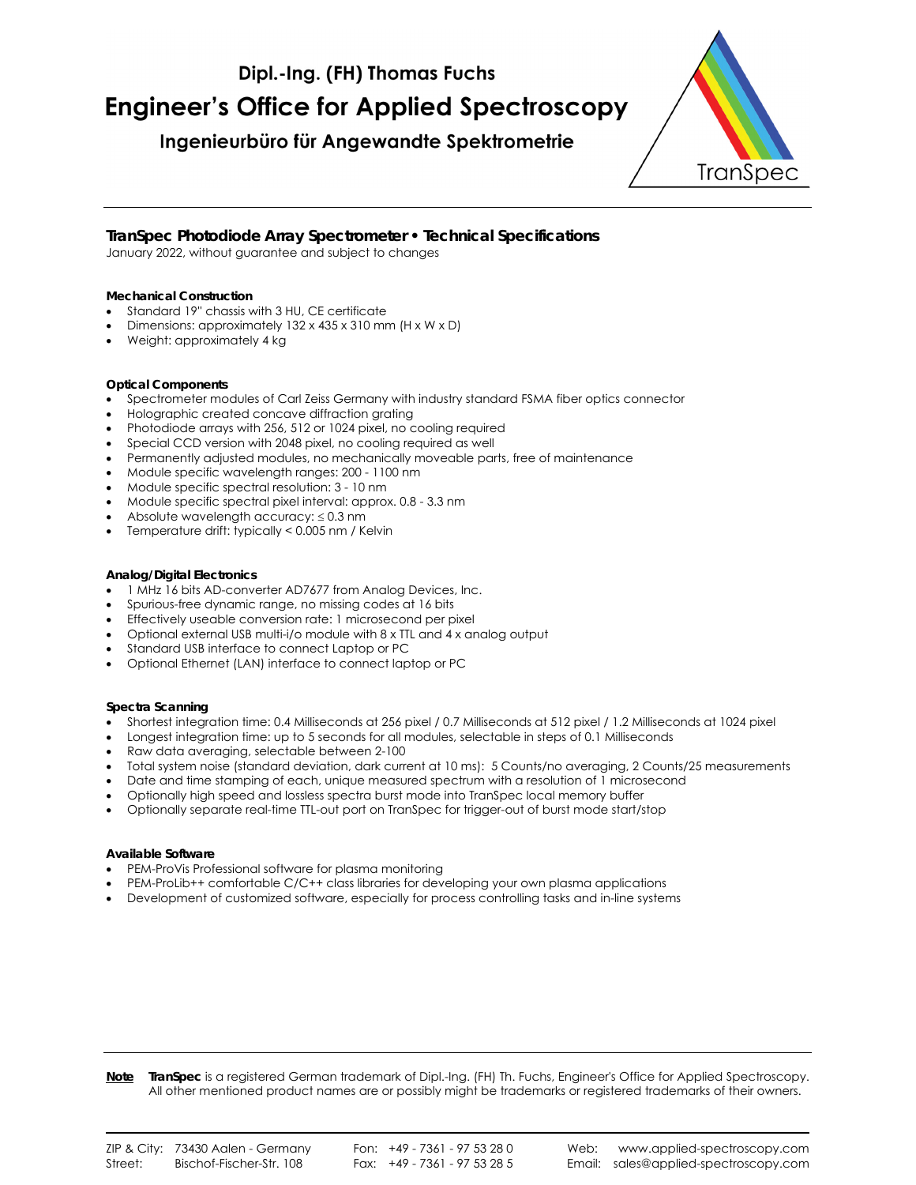# Dipl.-Ing. (FH) Thomas Fuchs

# Engineer's Office for Applied Spectroscopy

## Ingenieurbüro für Angewandte Spektrometrie

TranSpec

---

### TranSpec Photodiode Array Spectrometer • Technical Specifications

January 2022, without guarantee and subject to changes

**Mechanical Construction**

- Standard 19" chassis with 3 HU, CE certificate
- Dimensions: approximately 132 x 435 x 310 mm (H x W x D)
- Weight: approximately 4 kg

**Optical Components**

- Spectrometer modules of Carl Zeiss Germany with industry standard FSMA fiber optics connector
- Holographic created concave diffraction grating
- Photodiode arrays with 256, 512 or 1024 pixel, no cooling required
- Special CCD version with 2048 pixel, no cooling required as well
- Permanently adjusted modules, no mechanically moveable parts, free of maintenance
- Module specific wavelength ranges: 200 - 1100 nm
- Module specific spectral resolution: 3 - 10 nm
- Module specific spectral pixel interval: approx. 0.8 - 3.3 nm
- Absolute wavelength accuracy: ≤ 0.3 nm
- Temperature drift: typically < 0.005 nm / Kelvin

**Analog/Digital Electronics**

- 1 MHz 16 bits AD-converter AD7677 from Analog Devices, Inc.
- Spurious-free dynamic range, no missing codes at 16 bits
- Effectively useable conversion rate: 1 microsecond per pixel
- Optional external USB multi-i/o module with 8 x TTL and 4 x analog output
- Standard USB interface to connect Laptop or PC
- Optional Ethernet (LAN) interface to connect laptop or PC

**Spectra Scanning**

- Shortest integration time: 0.4 Milliseconds at 256 pixel / 0.7 Milliseconds at 512 pixel / 1.2 Milliseconds at 1024 pixel
- Longest integration time: up to 5 seconds for all modules, selectable in steps of 0.1 Milliseconds
- Raw data averaging, selectable between 2-100
- Total system noise (standard deviation, dark current at 10 ms): 5 Counts/no averaging, 2 Counts/25 measurements
- Date and time stamping of each, unique measured spectrum with a resolution of 1 microsecond
- Optionally high speed and lossless spectra burst mode into TranSpec local memory buffer
- Optionally separate real-time TTL-out port on TranSpec for trigger-out of burst mode start/stop

**Available Software**

- PEM-ProVis Professional software for plasma monitoring
- PEM-ProLib++ comfortable C/C++ class libraries for developing your own plasma applications
- Development of customized software, especially for process controlling tasks and in-line systems

---

**Note** **TranSpec** is a registered German trademark of Dipl.-Ing. (FH) Th. Fuchs, Engineer's Office for Applied Spectroscopy. All other mentioned product names are or possibly might be trademarks or registered trademarks of their owners.

---

ZIP & City: 73430 Aalen - Germany
Street: Bischof-Fischer-Str. 108

Fon: +49 - 7361 - 97 53 28 0
Fax: +49 - 7361 - 97 53 28 5

Web: www.applied-spectroscopy.com
Email: sales@applied-spectroscopy.com